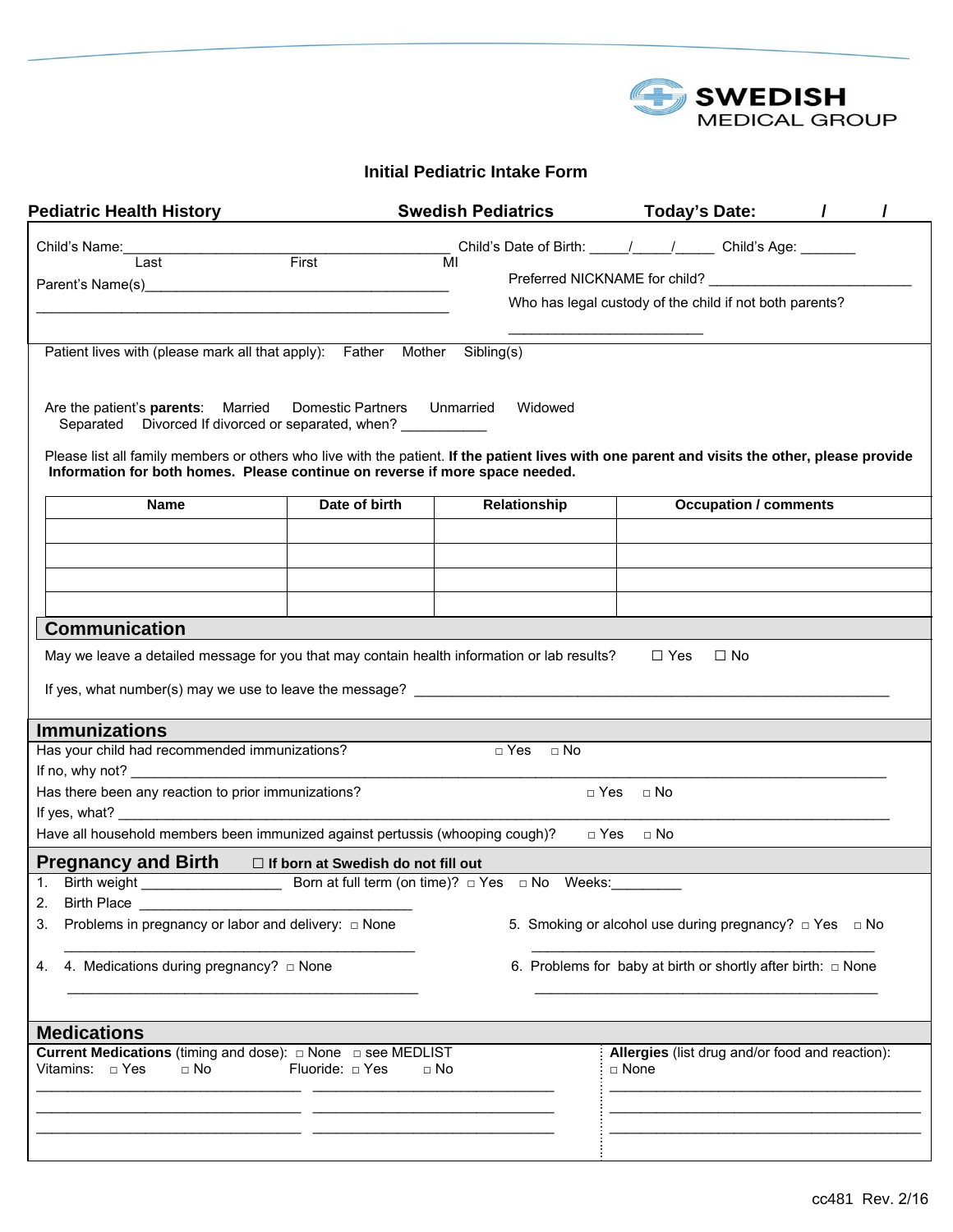SWEDISH MEDICAL GROUP

# Initial Pediatric Intake Form

**Pediatric Health History** **Swedish Pediatrics** **Today's Date: / /**

Child's Name:___________________________________________ Child's Date of Birth: _____/_____/_____ Child's Age: _______
Last First MI

Parent's Name(s)_________________________________________

_______________________________________________________

Preferred NICKNAME for child? __________________________

Who has legal custody of the child if not both parents?

_________________________

Patient lives with (please mark all that apply): Father Mother Sibling(s)

Are the patient's **parents**: Married Domestic Partners Unmarried Widowed
Separated Divorced If divorced or separated, when? ___________

Please list all family members or others who live with the patient. **If the patient lives with one parent and visits the other, please provide Information for both homes. Please continue on reverse if more space needed.**

| Name | Date of birth | Relationship | Occupation / comments |
|---|---|---|---|
| | | | |
| | | | |
| | | | |
| | | | |

## Communication

May we leave a detailed message for you that may contain health information or lab results? ☐ Yes ☐ No

If yes, what number(s) may we use to leave the message? ______________________________________________________________

## Immunizations

Has your child had recommended immunizations? □ Yes □ No

If no, why not? _____________________________________________________________________________________________

Has there been any reaction to prior immunizations? □ Yes □ No

If yes, what? _______________________________________________________________________________________________

Have all household members been immunized against pertussis (whooping cough)? □ Yes □ No

## Pregnancy and Birth

☐ **If born at Swedish do not fill out**

1. Birth weight _________________ Born at full term (on time)? □ Yes □ No Weeks:_________
2. Birth Place _________________________________
3. Problems in pregnancy or labor and delivery: □ None
   _____________________________________________
4. 4. Medications during pregnancy? □ None
   _____________________________________________
5. Smoking or alcohol use during pregnancy? □ Yes □ No
   _____________________________________________
6. Problems for baby at birth or shortly after birth: □ None
   _____________________________________________

## Medications

**Current Medications** (timing and dose): □ None □ see MEDLIST
Vitamins: □ Yes □ No Fluoride: □ Yes □ No

_________________________________ _______________________________

_________________________________ _______________________________

_________________________________ _______________________________

**Allergies** (list drug and/or food and reaction):
□ None

_______________________________________

_______________________________________

_______________________________________

cc481 Rev. 2/16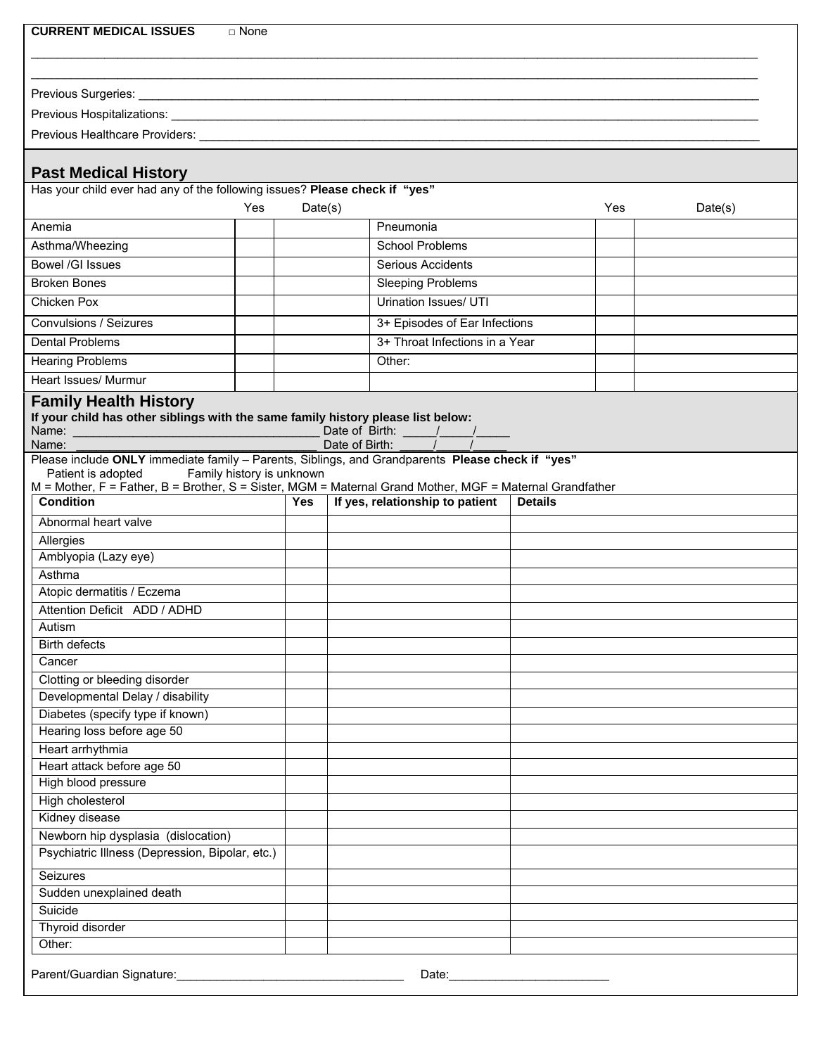**CURRENT MEDICAL ISSUES** □ None

___________________________________________________________________________________________________

___________________________________________________________________________________________________

Previous Surgeries: ___________________________________________________________________________

Previous Hospitalizations: ______________________________________________________________________

Previous Healthcare Providers: ___________________________________________________________________

## Past Medical History

Has your child ever had any of the following issues? **Please check if "yes"**

| | Yes | Date(s) | | Yes | Date(s) |
|---|---|---|---|---|---|
| Anemia | | | Pneumonia | | |
| Asthma/Wheezing | | | School Problems | | |
| Bowel /GI Issues | | | Serious Accidents | | |
| Broken Bones | | | Sleeping Problems | | |
| Chicken Pox | | | Urination Issues/ UTI | | |
| Convulsions / Seizures | | | 3+ Episodes of Ear Infections | | |
| Dental Problems | | | 3+ Throat Infections in a Year | | |
| Hearing Problems | | | Other: | | |
| Heart Issues/ Murmur | | | | | |

## Family Health History

**If your child has other siblings with the same family history please list below:**

Name: ______________________________________ Date of Birth: _____/_____/_____

Name: ______________________________________ Date of Birth: _____/_____/_____

Please include **ONLY** immediate family – Parents, Siblings, and Grandparents **Please check if "yes"**

Patient is adopted Family history is unknown

M = Mother, F = Father, B = Brother, S = Sister, MGM = Maternal Grand Mother, MGF = Maternal Grandfather

| **Condition** | **Yes** | **If yes, relationship to patient** | **Details** |
|---|---|---|---|
| Abnormal heart valve | | | |
| Allergies | | | |
| Amblyopia (Lazy eye) | | | |
| Asthma | | | |
| Atopic dermatitis / Eczema | | | |
| Attention Deficit ADD / ADHD | | | |
| Autism | | | |
| Birth defects | | | |
| Cancer | | | |
| Clotting or bleeding disorder | | | |
| Developmental Delay / disability | | | |
| Diabetes (specify type if known) | | | |
| Hearing loss before age 50 | | | |
| Heart arrhythmia | | | |
| Heart attack before age 50 | | | |
| High blood pressure | | | |
| High cholesterol | | | |
| Kidney disease | | | |
| Newborn hip dysplasia (dislocation) | | | |
| Psychiatric Illness (Depression, Bipolar, etc.) | | | |
| Seizures | | | |
| Sudden unexplained death | | | |
| Suicide | | | |
| Thyroid disorder | | | |
| Other: | | | |

Parent/Guardian Signature:__________________________________ Date:________________________